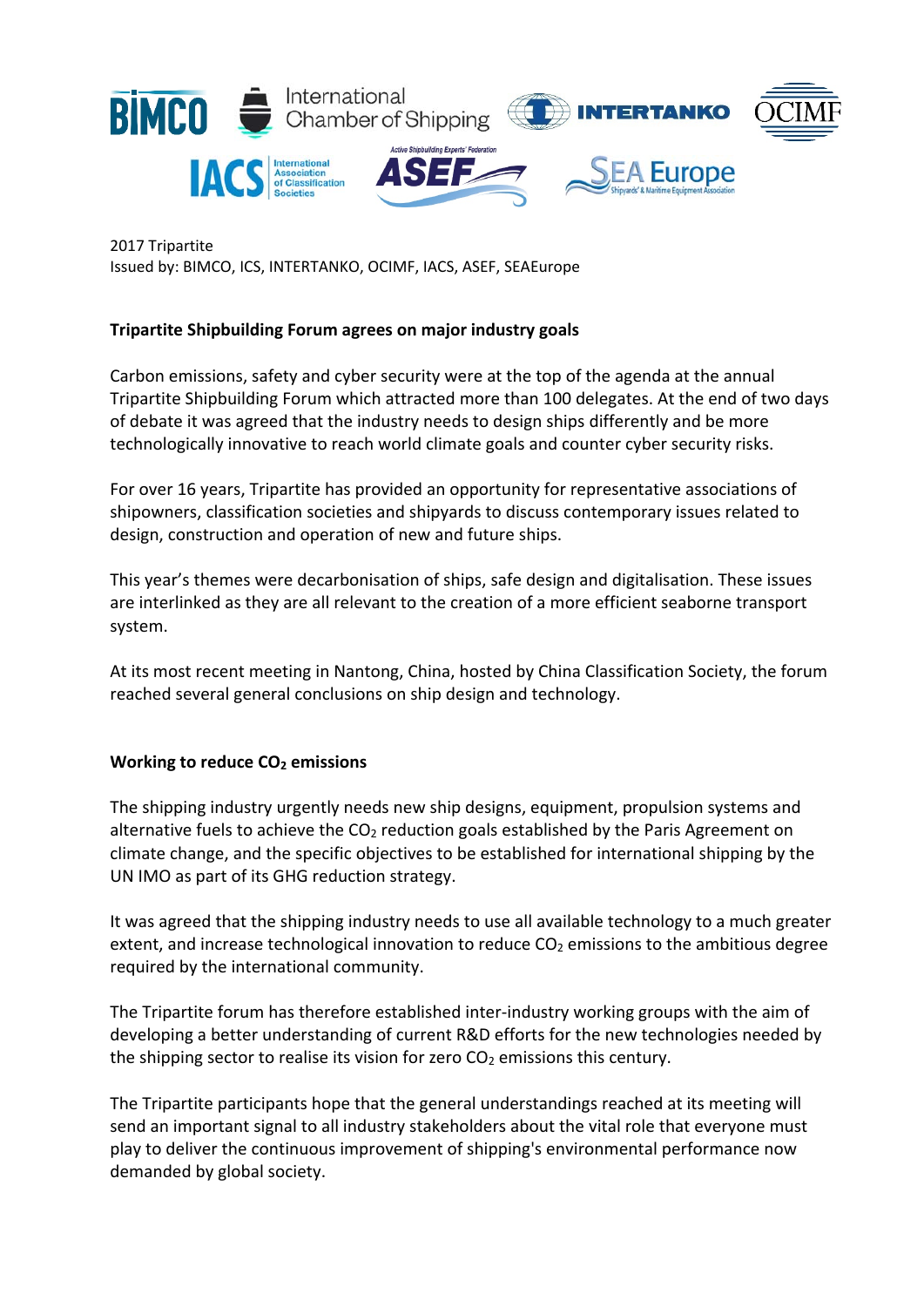2017 Tripartite
Issued by: BIMCO, ICS, INTERTANKO, OCIMF, IACS, ASEF, SEAEurope

## Tripartite Shipbuilding Forum agrees on major industry goals

Carbon emissions, safety and cyber security were at the top of the agenda at the annual Tripartite Shipbuilding Forum which attracted more than 100 delegates. At the end of two days of debate it was agreed that the industry needs to design ships differently and be more technologically innovative to reach world climate goals and counter cyber security risks.

For over 16 years, Tripartite has provided an opportunity for representative associations of shipowners, classification societies and shipyards to discuss contemporary issues related to design, construction and operation of new and future ships.

This year's themes were decarbonisation of ships, safe design and digitalisation. These issues are interlinked as they are all relevant to the creation of a more efficient seaborne transport system.

At its most recent meeting in Nantong, China, hosted by China Classification Society, the forum reached several general conclusions on ship design and technology.

### Working to reduce $CO_2$ emissions

The shipping industry urgently needs new ship designs, equipment, propulsion systems and alternative fuels to achieve the $CO_2$ reduction goals established by the Paris Agreement on climate change, and the specific objectives to be established for international shipping by the UN IMO as part of its GHG reduction strategy.

It was agreed that the shipping industry needs to use all available technology to a much greater extent, and increase technological innovation to reduce $CO_2$ emissions to the ambitious degree required by the international community.

The Tripartite forum has therefore established inter-industry working groups with the aim of developing a better understanding of current R&D efforts for the new technologies needed by the shipping sector to realise its vision for zero $CO_2$ emissions this century.

The Tripartite participants hope that the general understandings reached at its meeting will send an important signal to all industry stakeholders about the vital role that everyone must play to deliver the continuous improvement of shipping's environmental performance now demanded by global society.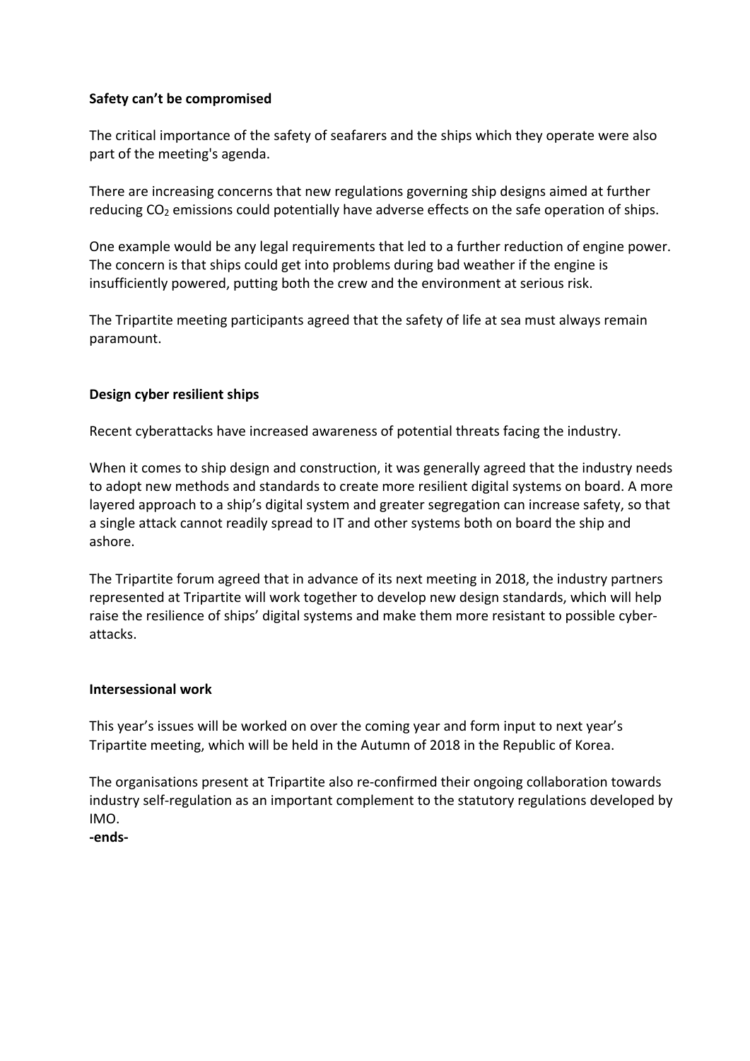**Safety can't be compromised**

The critical importance of the safety of seafarers and the ships which they operate were also part of the meeting's agenda.

There are increasing concerns that new regulations governing ship designs aimed at further reducing $CO_2$ emissions could potentially have adverse effects on the safe operation of ships.

One example would be any legal requirements that led to a further reduction of engine power. The concern is that ships could get into problems during bad weather if the engine is insufficiently powered, putting both the crew and the environment at serious risk.

The Tripartite meeting participants agreed that the safety of life at sea must always remain paramount.

**Design cyber resilient ships**

Recent cyberattacks have increased awareness of potential threats facing the industry.

When it comes to ship design and construction, it was generally agreed that the industry needs to adopt new methods and standards to create more resilient digital systems on board. A more layered approach to a ship's digital system and greater segregation can increase safety, so that a single attack cannot readily spread to IT and other systems both on board the ship and ashore.

The Tripartite forum agreed that in advance of its next meeting in 2018, the industry partners represented at Tripartite will work together to develop new design standards, which will help raise the resilience of ships' digital systems and make them more resistant to possible cyber-attacks.

**Intersessional work**

This year's issues will be worked on over the coming year and form input to next year's Tripartite meeting, which will be held in the Autumn of 2018 in the Republic of Korea.

The organisations present at Tripartite also re-confirmed their ongoing collaboration towards industry self-regulation as an important complement to the statutory regulations developed by IMO.

**-ends-**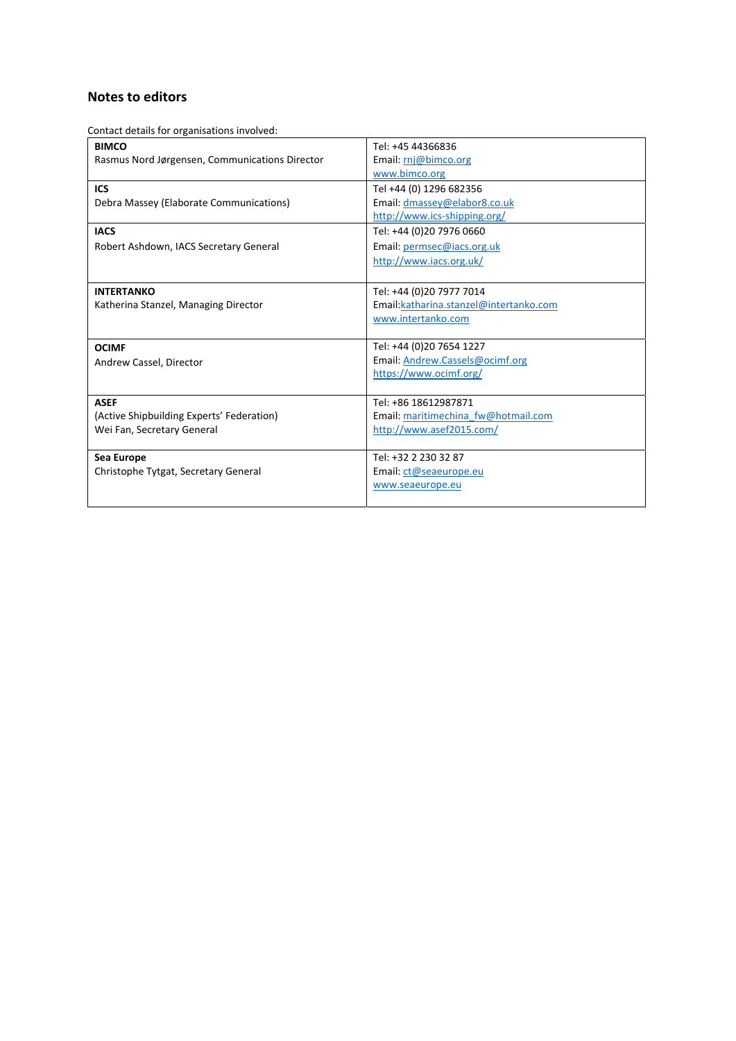## Notes to editors

Contact details for organisations involved:

| | |
|---|---|
| **BIMCO**<br>Rasmus Nord Jørgensen, Communications Director | Tel: +45 44366836<br>Email: rnj@bimco.org<br>www.bimco.org |
| **ICS**<br>Debra Massey (Elaborate Communications) | Tel +44 (0) 1296 682356<br>Email: dmassey@elabor8.co.uk<br>http://www.ics-shipping.org/ |
| **IACS**<br>Robert Ashdown, IACS Secretary General | Tel: +44 (0)20 7976 0660<br>Email: permsec@iacs.org.uk<br>http://www.iacs.org.uk/ |
| **INTERTANKO**<br>Katherina Stanzel, Managing Director | Tel: +44 (0)20 7977 7014<br>Email:katharina.stanzel@intertanko.com<br>www.intertanko.com |
| **OCIMF**<br>Andrew Cassel, Director | Tel: +44 (0)20 7654 1227<br>Email: Andrew.Cassels@ocimf.org<br>https://www.ocimf.org/ |
| **ASEF**<br>(Active Shipbuilding Experts' Federation)<br>Wei Fan, Secretary General | Tel: +86 18612987871<br>Email: maritimechina_fw@hotmail.com<br>http://www.asef2015.com/ |
| **Sea Europe**<br>Christophe Tytgat, Secretary General | Tel: +32 2 230 32 87<br>Email: ct@seaeurope.eu<br>www.seaeurope.eu |